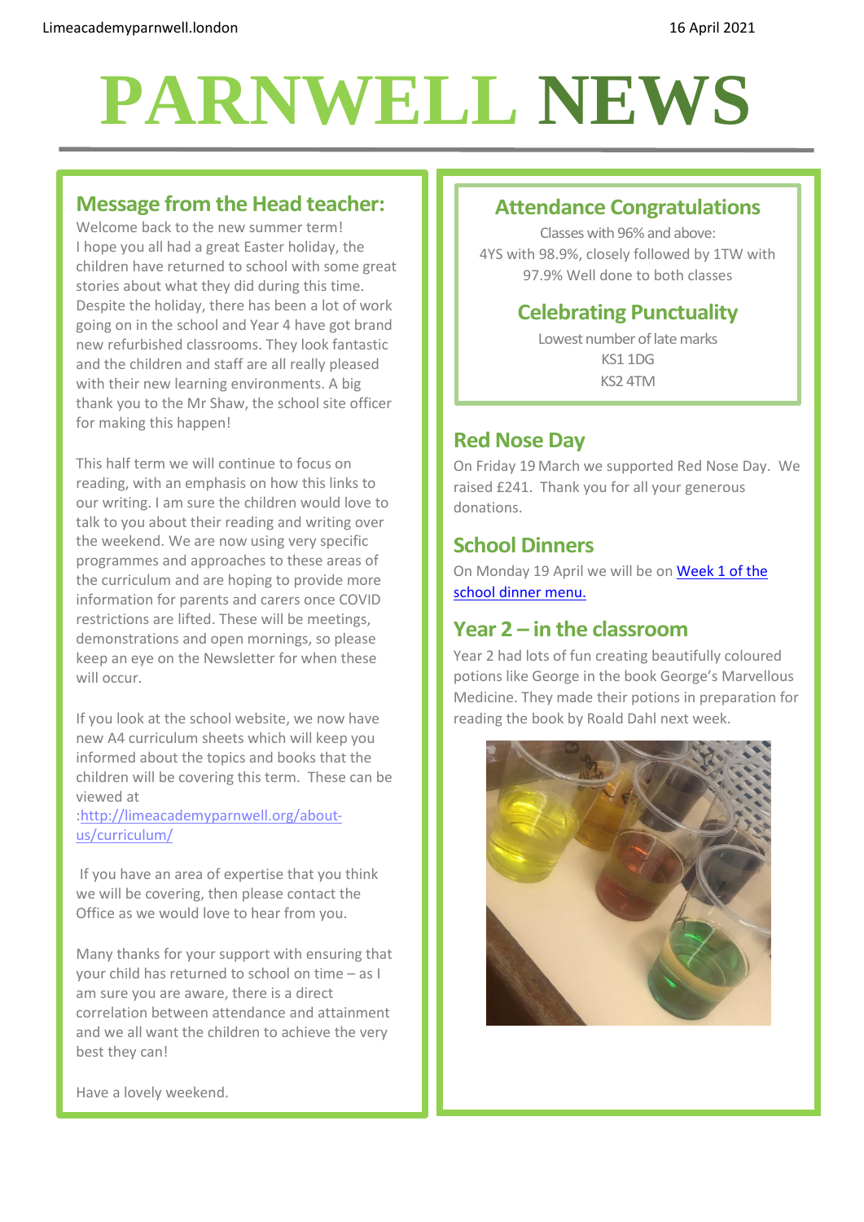# PARNWELL NEWS

Limeacademyparnwell.london

16 April 2021

## Message from the Head teacher:

Welcome back to the new summer term!
I hope you all had a great Easter holiday, the children have returned to school with some great stories about what they did during this time. Despite the holiday, there has been a lot of work going on in the school and Year 4 have got brand new refurbished classrooms. They look fantastic and the children and staff are all really pleased with their new learning environments. A big thank you to the Mr Shaw, the school site officer for making this happen!

This half term we will continue to focus on reading, with an emphasis on how this links to our writing. I am sure the children would love to talk to you about their reading and writing over the weekend. We are now using very specific programmes and approaches to these areas of the curriculum and are hoping to provide more information for parents and carers once COVID restrictions are lifted. These will be meetings, demonstrations and open mornings, so please keep an eye on the Newsletter for when these will occur.

If you look at the school website, we now have new A4 curriculum sheets which will keep you informed about the topics and books that the children will be covering this term. These can be viewed at :http://limeacademyparnwell.org/about-us/curriculum/

If you have an area of expertise that you think we will be covering, then please contact the Office as we would love to hear from you.

Many thanks for your support with ensuring that your child has returned to school on time – as I am sure you are aware, there is a direct correlation between attendance and attainment and we all want the children to achieve the very best they can!

Have a lovely weekend.

## Attendance Congratulations

Classes with 96% and above:
4YS with 98.9%, closely followed by 1TW with 97.9% Well done to both classes

## Celebrating Punctuality

Lowest number of late marks
KS1 1DG
KS2 4TM

## Red Nose Day

On Friday 19 March we supported Red Nose Day. We raised £241. Thank you for all your generous donations.

## School Dinners

On Monday 19 April we will be on Week 1 of the school dinner menu.

## Year 2 – in the classroom

Year 2 had lots of fun creating beautifully coloured potions like George in the book George's Marvellous Medicine. They made their potions in preparation for reading the book by Roald Dahl next week.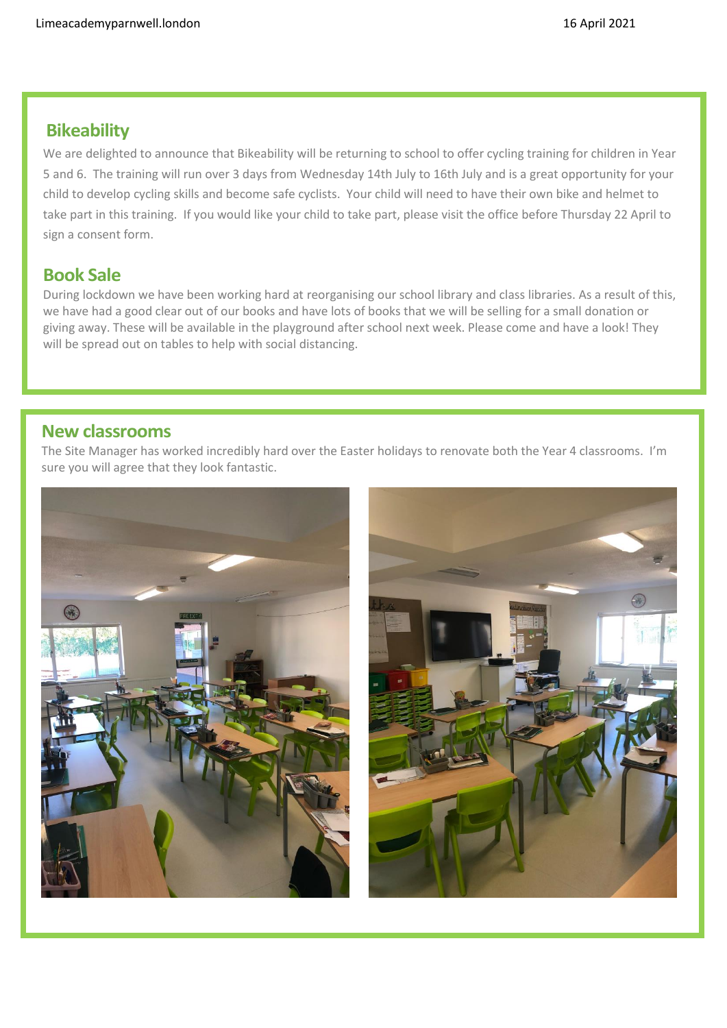## Bikeability

We are delighted to announce that Bikeability will be returning to school to offer cycling training for children in Year 5 and 6. The training will run over 3 days from Wednesday 14th July to 16th July and is a great opportunity for your child to develop cycling skills and become safe cyclists. Your child will need to have their own bike and helmet to take part in this training. If you would like your child to take part, please visit the office before Thursday 22 April to sign a consent form.

## Book Sale

During lockdown we have been working hard at reorganising our school library and class libraries. As a result of this, we have had a good clear out of our books and have lots of books that we will be selling for a small donation or giving away. These will be available in the playground after school next week. Please come and have a look! They will be spread out on tables to help with social distancing.

## New classrooms

The Site Manager has worked incredibly hard over the Easter holidays to renovate both the Year 4 classrooms. I'm sure you will agree that they look fantastic.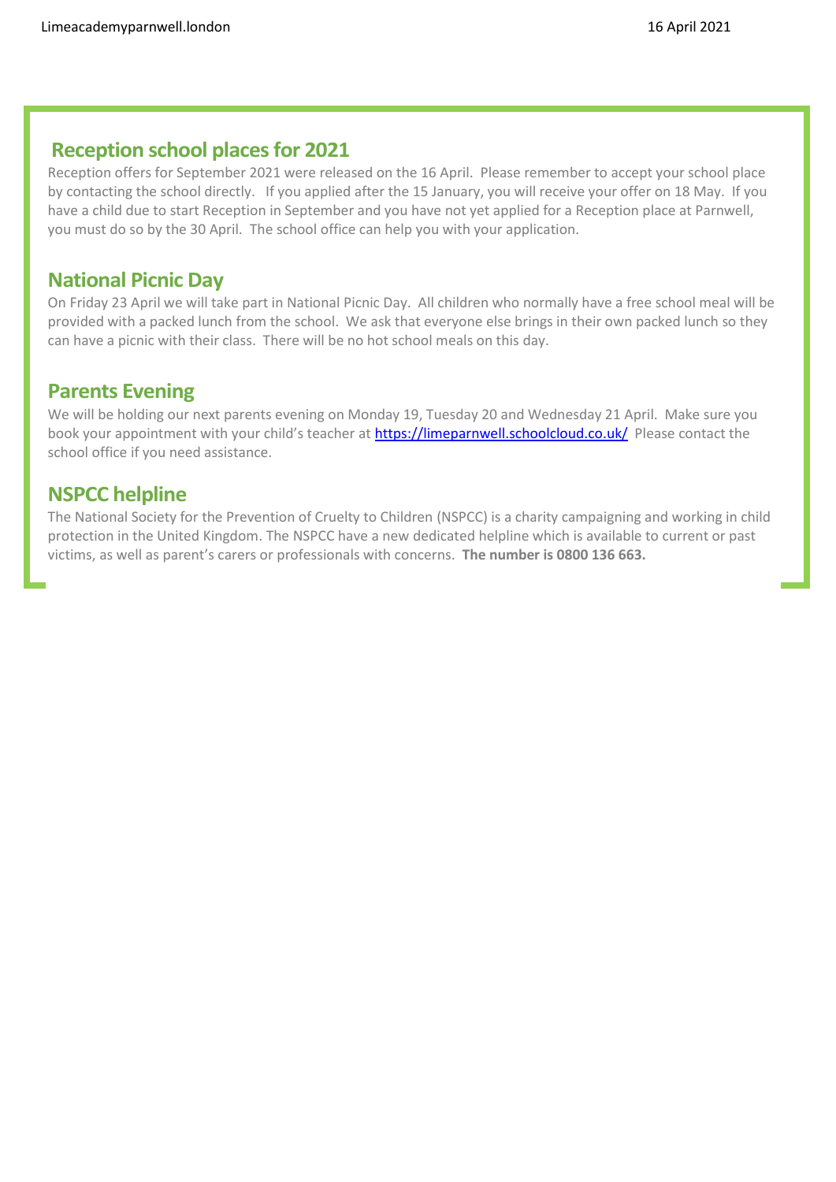## Reception school places for 2021

Reception offers for September 2021 were released on the 16 April. Please remember to accept your school place by contacting the school directly. If you applied after the 15 January, you will receive your offer on 18 May. If you have a child due to start Reception in September and you have not yet applied for a Reception place at Parnwell, you must do so by the 30 April. The school office can help you with your application.

## National Picnic Day

On Friday 23 April we will take part in National Picnic Day. All children who normally have a free school meal will be provided with a packed lunch from the school. We ask that everyone else brings in their own packed lunch so they can have a picnic with their class. There will be no hot school meals on this day.

## Parents Evening

We will be holding our next parents evening on Monday 19, Tuesday 20 and Wednesday 21 April. Make sure you book your appointment with your child's teacher at [https://limeparnwell.schoolcloud.co.uk/](https://limeparnwell.schoolcloud.co.uk/) Please contact the school office if you need assistance.

## NSPCC helpline

The National Society for the Prevention of Cruelty to Children (NSPCC) is a charity campaigning and working in child protection in the United Kingdom. The NSPCC have a new dedicated helpline which is available to current or past victims, as well as parent's carers or professionals with concerns. **The number is 0800 136 663.**